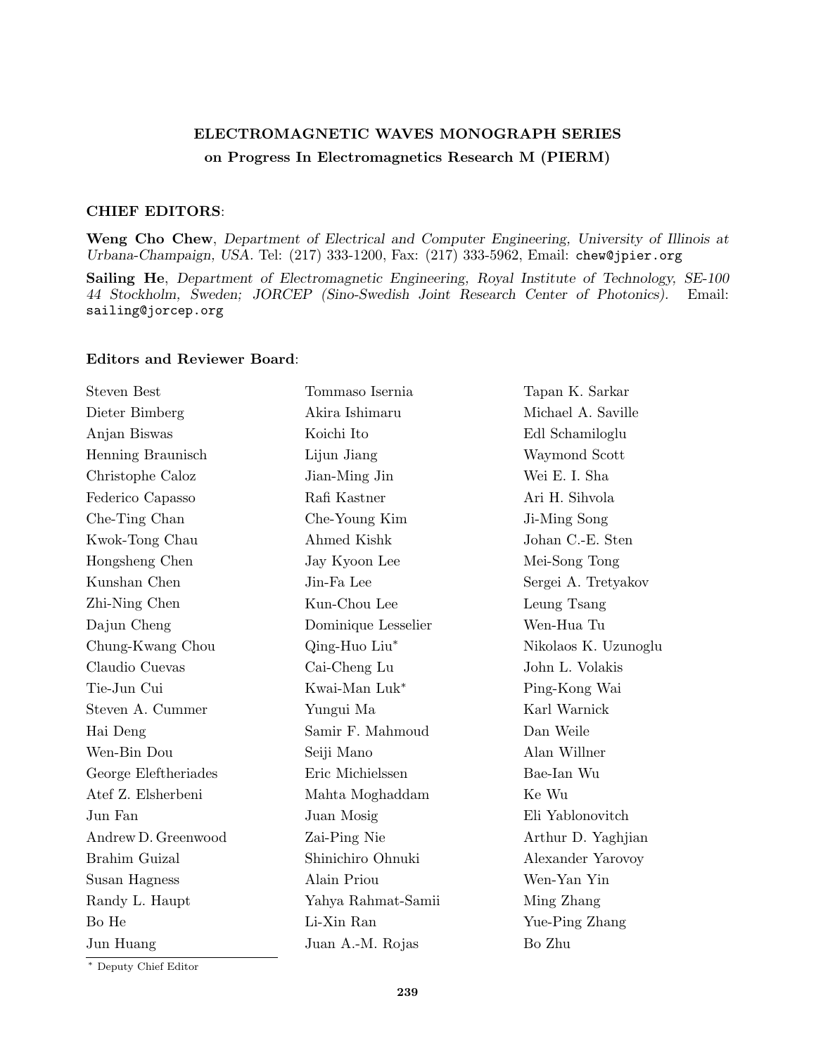## ELECTROMAGNETIC WAVES MONOGRAPH SERIES

### on Progress In Electromagnetics Research M (PIERM)

**CHIEF EDITORS**:

**Weng Cho Chew**, *Department of Electrical and Computer Engineering, University of Illinois at Urbana-Champaign, USA.* Tel: (217) 333-1200, Fax: (217) 333-5962, Email: chew@jpier.org

**Sailing He**, *Department of Electromagnetic Engineering, Royal Institute of Technology, SE-100 44 Stockholm, Sweden; JORCEP (Sino-Swedish Joint Research Center of Photonics).* Email: sailing@jorcep.org

**Editors and Reviewer Board**:

Steven Best
Dieter Bimberg
Anjan Biswas
Henning Braunisch
Christophe Caloz
Federico Capasso
Che-Ting Chan
Kwok-Tong Chau
Hongsheng Chen
Kunshan Chen
Zhi-Ning Chen
Dajun Cheng
Chung-Kwang Chou
Claudio Cuevas
Tie-Jun Cui
Steven A. Cummer
Hai Deng
Wen-Bin Dou
George Eleftheriades
Atef Z. Elsherbeni
Jun Fan
Andrew D. Greenwood
Brahim Guizal
Susan Hagness
Randy L. Haupt
Bo He
Jun Huang
Tommaso Isernia
Akira Ishimaru
Koichi Ito
Lijun Jiang
Jian-Ming Jin
Rafi Kastner
Che-Young Kim
Ahmed Kishk
Jay Kyoon Lee
Jin-Fa Lee
Kun-Chou Lee
Dominique Lesselier
Qing-Huo Liu*
Cai-Cheng Lu
Kwai-Man Luk*
Yungui Ma
Samir F. Mahmoud
Seiji Mano
Eric Michielssen
Mahta Moghaddam
Juan Mosig
Zai-Ping Nie
Shinichiro Ohnuki
Alain Priou
Yahya Rahmat-Samii
Li-Xin Ran
Juan A.-M. Rojas
Tapan K. Sarkar
Michael A. Saville
Edl Schamiloglu
Waymond Scott
Wei E. I. Sha
Ari H. Sihvola
Ji-Ming Song
Johan C.-E. Sten
Mei-Song Tong
Sergei A. Tretyakov
Leung Tsang
Wen-Hua Tu
Nikolaos K. Uzunoglu
John L. Volakis
Ping-Kong Wai
Karl Warnick
Dan Weile
Alan Willner
Bae-Ian Wu
Ke Wu
Eli Yablonovitch
Arthur D. Yaghjian
Alexander Yarovoy
Wen-Yan Yin
Ming Zhang
Yue-Ping Zhang
Bo Zhu

* Deputy Chief Editor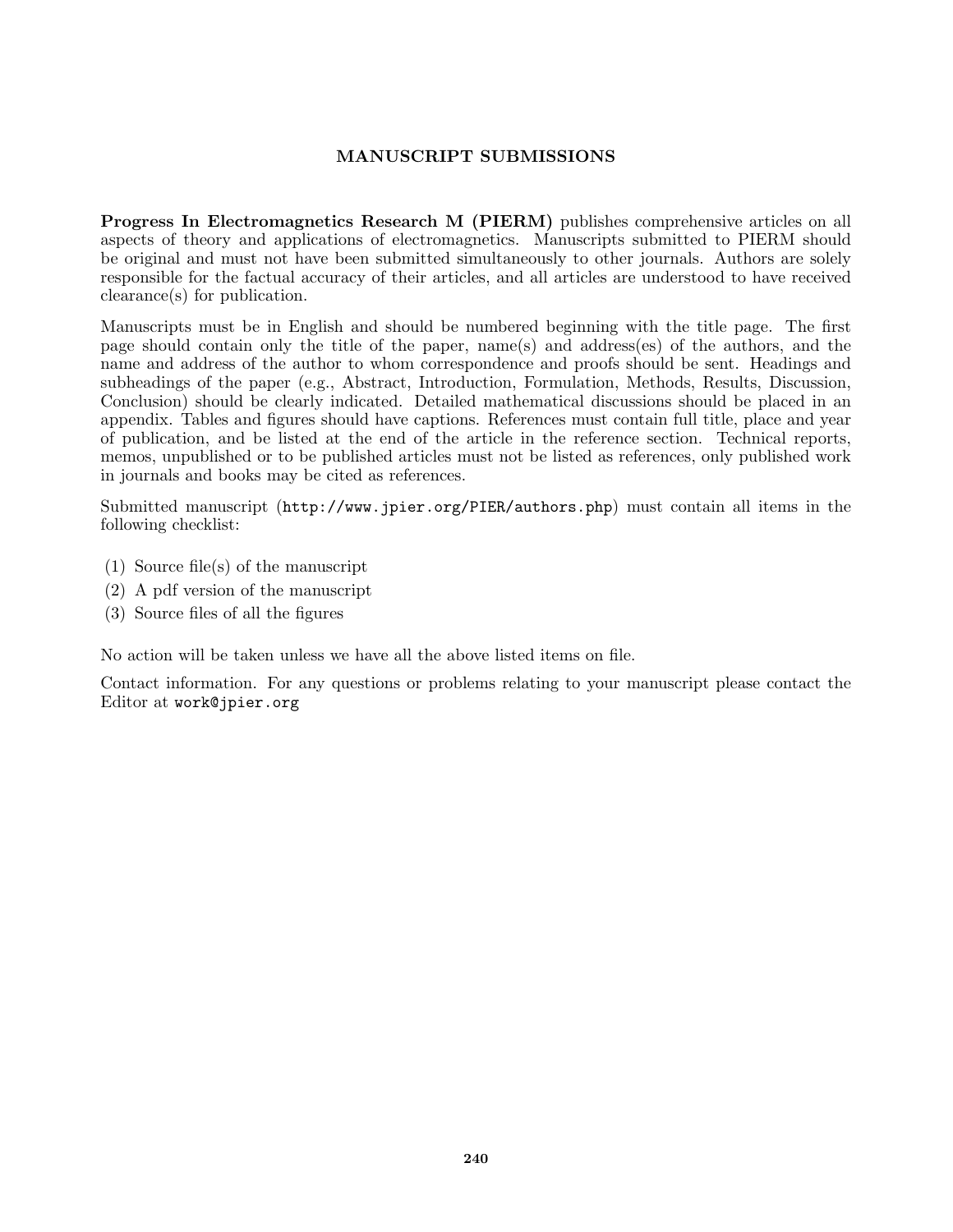## MANUSCRIPT SUBMISSIONS

**Progress In Electromagnetics Research M (PIERM)** publishes comprehensive articles on all aspects of theory and applications of electromagnetics. Manuscripts submitted to PIERM should be original and must not have been submitted simultaneously to other journals. Authors are solely responsible for the factual accuracy of their articles, and all articles are understood to have received clearance(s) for publication.

Manuscripts must be in English and should be numbered beginning with the title page. The first page should contain only the title of the paper, name(s) and address(es) of the authors, and the name and address of the author to whom correspondence and proofs should be sent. Headings and subheadings of the paper (e.g., Abstract, Introduction, Formulation, Methods, Results, Discussion, Conclusion) should be clearly indicated. Detailed mathematical discussions should be placed in an appendix. Tables and figures should have captions. References must contain full title, place and year of publication, and be listed at the end of the article in the reference section. Technical reports, memos, unpublished or to be published articles must not be listed as references, only published work in journals and books may be cited as references.

Submitted manuscript (`http://www.jpier.org/PIER/authors.php`) must contain all items in the following checklist:

(1) Source file(s) of the manuscript
(2) A pdf version of the manuscript
(3) Source files of all the figures

No action will be taken unless we have all the above listed items on file.

Contact information. For any questions or problems relating to your manuscript please contact the Editor at `work@jpier.org`